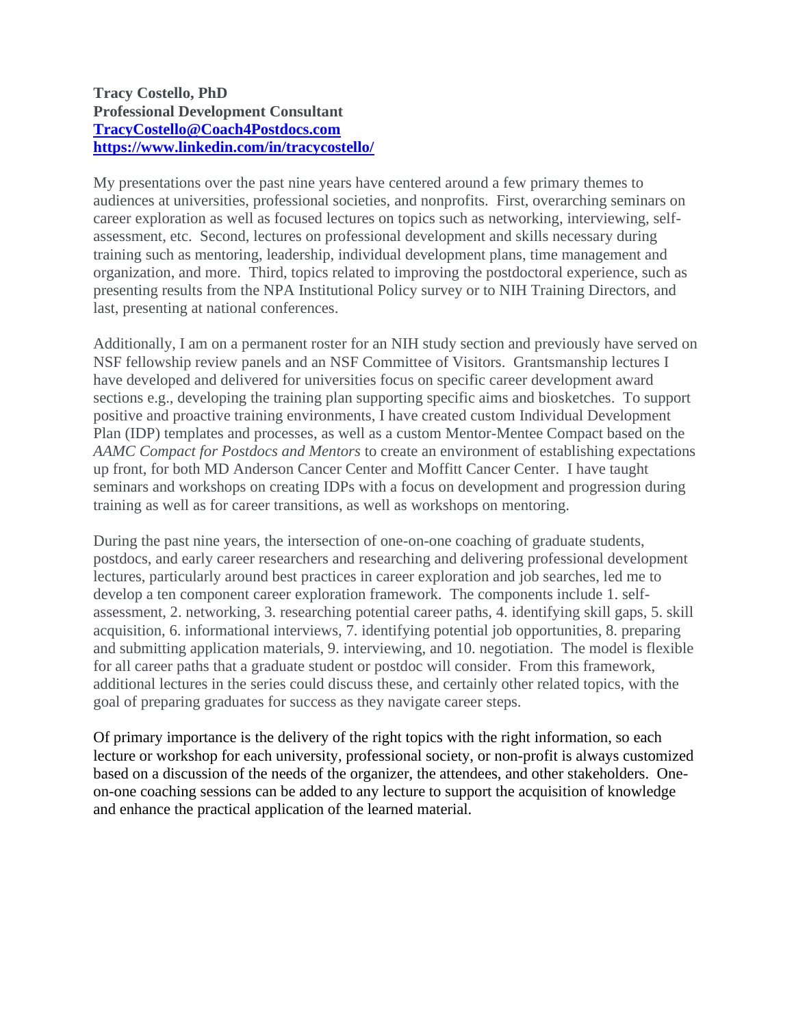**Tracy Costello, PhD**
**Professional Development Consultant**
**TracyCostello@Coach4Postdocs.com**
**https://www.linkedin.com/in/tracycostello/**

My presentations over the past nine years have centered around a few primary themes to audiences at universities, professional societies, and nonprofits. First, overarching seminars on career exploration as well as focused lectures on topics such as networking, interviewing, self-assessment, etc. Second, lectures on professional development and skills necessary during training such as mentoring, leadership, individual development plans, time management and organization, and more. Third, topics related to improving the postdoctoral experience, such as presenting results from the NPA Institutional Policy survey or to NIH Training Directors, and last, presenting at national conferences.

Additionally, I am on a permanent roster for an NIH study section and previously have served on NSF fellowship review panels and an NSF Committee of Visitors. Grantsmanship lectures I have developed and delivered for universities focus on specific career development award sections e.g., developing the training plan supporting specific aims and biosketches. To support positive and proactive training environments, I have created custom Individual Development Plan (IDP) templates and processes, as well as a custom Mentor-Mentee Compact based on the *AAMC Compact for Postdocs and Mentors* to create an environment of establishing expectations up front, for both MD Anderson Cancer Center and Moffitt Cancer Center. I have taught seminars and workshops on creating IDPs with a focus on development and progression during training as well as for career transitions, as well as workshops on mentoring.

During the past nine years, the intersection of one-on-one coaching of graduate students, postdocs, and early career researchers and researching and delivering professional development lectures, particularly around best practices in career exploration and job searches, led me to develop a ten component career exploration framework. The components include 1. self-assessment, 2. networking, 3. researching potential career paths, 4. identifying skill gaps, 5. skill acquisition, 6. informational interviews, 7. identifying potential job opportunities, 8. preparing and submitting application materials, 9. interviewing, and 10. negotiation. The model is flexible for all career paths that a graduate student or postdoc will consider. From this framework, additional lectures in the series could discuss these, and certainly other related topics, with the goal of preparing graduates for success as they navigate career steps.

Of primary importance is the delivery of the right topics with the right information, so each lecture or workshop for each university, professional society, or non-profit is always customized based on a discussion of the needs of the organizer, the attendees, and other stakeholders. One-on-one coaching sessions can be added to any lecture to support the acquisition of knowledge and enhance the practical application of the learned material.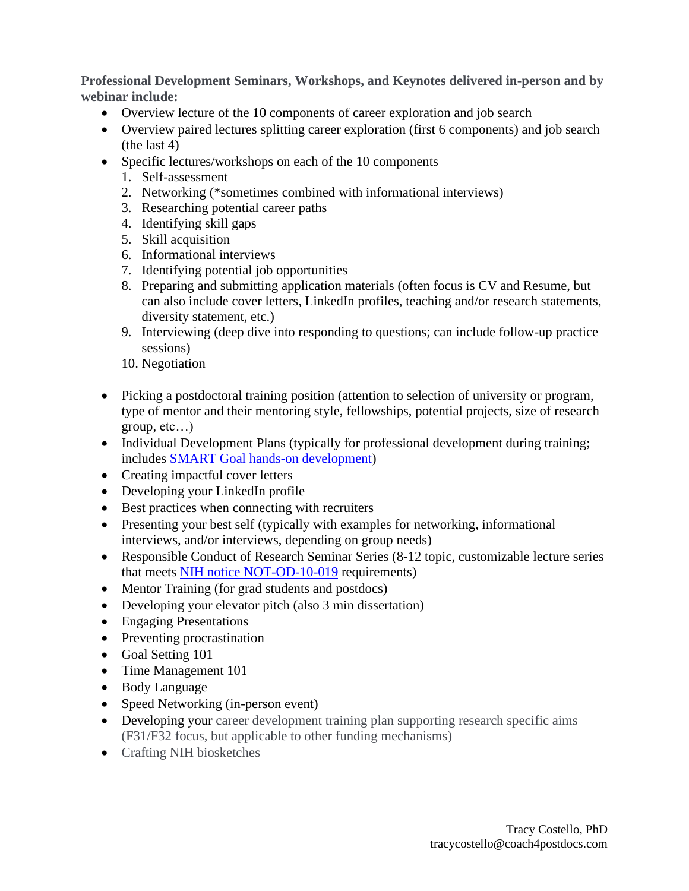**Professional Development Seminars, Workshops, and Keynotes delivered in-person and by webinar include:**

- Overview lecture of the 10 components of career exploration and job search
- Overview paired lectures splitting career exploration (first 6 components) and job search (the last 4)
- Specific lectures/workshops on each of the 10 components
  1. Self-assessment
  2. Networking (*sometimes combined with informational interviews)
  3. Researching potential career paths
  4. Identifying skill gaps
  5. Skill acquisition
  6. Informational interviews
  7. Identifying potential job opportunities
  8. Preparing and submitting application materials (often focus is CV and Resume, but can also include cover letters, LinkedIn profiles, teaching and/or research statements, diversity statement, etc.)
  9. Interviewing (deep dive into responding to questions; can include follow-up practice sessions)
  10. Negotiation

- Picking a postdoctoral training position (attention to selection of university or program, type of mentor and their mentoring style, fellowships, potential projects, size of research group, etc…)
- Individual Development Plans (typically for professional development during training; includes SMART Goal hands-on development)
- Creating impactful cover letters
- Developing your LinkedIn profile
- Best practices when connecting with recruiters
- Presenting your best self (typically with examples for networking, informational interviews, and/or interviews, depending on group needs)
- Responsible Conduct of Research Seminar Series (8-12 topic, customizable lecture series that meets NIH notice NOT-OD-10-019 requirements)
- Mentor Training (for grad students and postdocs)
- Developing your elevator pitch (also 3 min dissertation)
- Engaging Presentations
- Preventing procrastination
- Goal Setting 101
- Time Management 101
- Body Language
- Speed Networking (in-person event)
- Developing your career development training plan supporting research specific aims (F31/F32 focus, but applicable to other funding mechanisms)
- Crafting NIH biosketches

Tracy Costello, PhD
tracycostello@coach4postdocs.com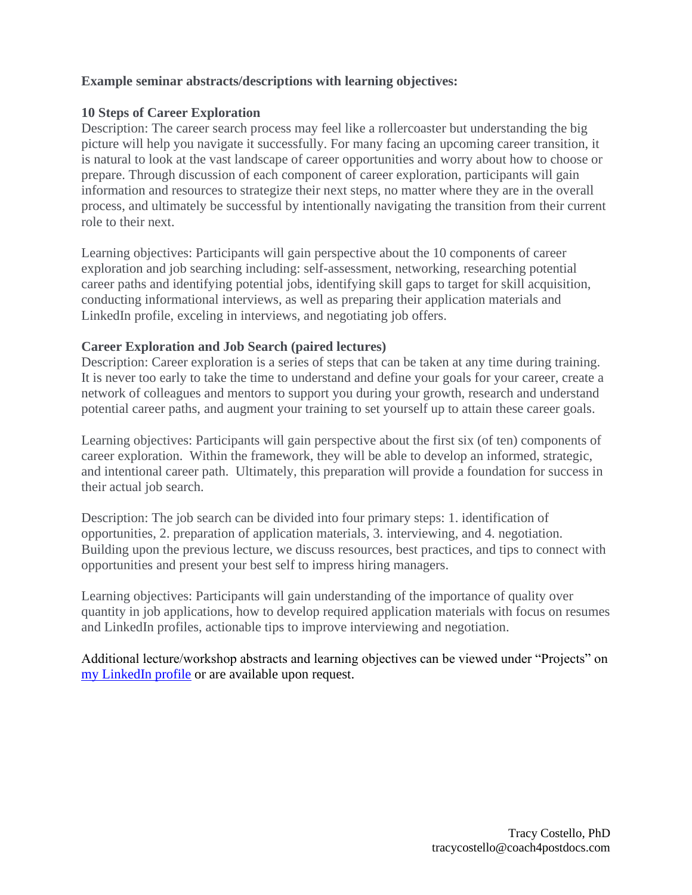**Example seminar abstracts/descriptions with learning objectives:**

**10 Steps of Career Exploration**

Description: The career search process may feel like a rollercoaster but understanding the big picture will help you navigate it successfully. For many facing an upcoming career transition, it is natural to look at the vast landscape of career opportunities and worry about how to choose or prepare. Through discussion of each component of career exploration, participants will gain information and resources to strategize their next steps, no matter where they are in the overall process, and ultimately be successful by intentionally navigating the transition from their current role to their next.

Learning objectives: Participants will gain perspective about the 10 components of career exploration and job searching including: self-assessment, networking, researching potential career paths and identifying potential jobs, identifying skill gaps to target for skill acquisition, conducting informational interviews, as well as preparing their application materials and LinkedIn profile, exceling in interviews, and negotiating job offers.

**Career Exploration and Job Search (paired lectures)**

Description: Career exploration is a series of steps that can be taken at any time during training. It is never too early to take the time to understand and define your goals for your career, create a network of colleagues and mentors to support you during your growth, research and understand potential career paths, and augment your training to set yourself up to attain these career goals.

Learning objectives: Participants will gain perspective about the first six (of ten) components of career exploration. Within the framework, they will be able to develop an informed, strategic, and intentional career path. Ultimately, this preparation will provide a foundation for success in their actual job search.

Description: The job search can be divided into four primary steps: 1. identification of opportunities, 2. preparation of application materials, 3. interviewing, and 4. negotiation. Building upon the previous lecture, we discuss resources, best practices, and tips to connect with opportunities and present your best self to impress hiring managers.

Learning objectives: Participants will gain understanding of the importance of quality over quantity in job applications, how to develop required application materials with focus on resumes and LinkedIn profiles, actionable tips to improve interviewing and negotiation.

Additional lecture/workshop abstracts and learning objectives can be viewed under "Projects" on my LinkedIn profile or are available upon request.

Tracy Costello, PhD
tracycostello@coach4postdocs.com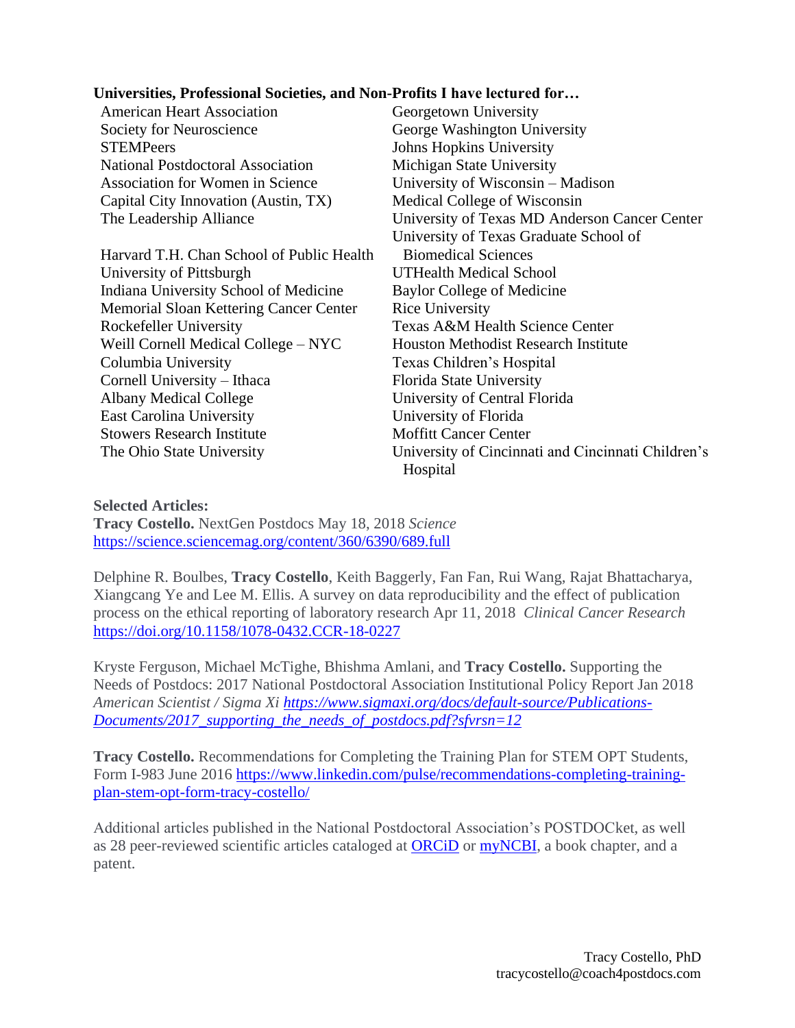**Universities, Professional Societies, and Non-Profits I have lectured for…**

American Heart Association
Society for Neuroscience
STEMPeers
National Postdoctoral Association
Association for Women in Science
Capital City Innovation (Austin, TX)
The Leadership Alliance

Harvard T.H. Chan School of Public Health
University of Pittsburgh
Indiana University School of Medicine
Memorial Sloan Kettering Cancer Center
Rockefeller University
Weill Cornell Medical College – NYC
Columbia University
Cornell University – Ithaca
Albany Medical College
East Carolina University
Stowers Research Institute
The Ohio State University

Georgetown University
George Washington University
Johns Hopkins University
Michigan State University
University of Wisconsin – Madison
Medical College of Wisconsin
University of Texas MD Anderson Cancer Center
University of Texas Graduate School of Biomedical Sciences
UTHealth Medical School
Baylor College of Medicine
Rice University
Texas A&M Health Science Center
Houston Methodist Research Institute
Texas Children's Hospital
Florida State University
University of Central Florida
University of Florida
Moffitt Cancer Center
University of Cincinnati and Cincinnati Children's Hospital

**Selected Articles:**

**Tracy Costello.** NextGen Postdocs May 18, 2018 *Science* https://science.sciencemag.org/content/360/6390/689.full

Delphine R. Boulbes, **Tracy Costello**, Keith Baggerly, Fan Fan, Rui Wang, Rajat Bhattacharya, Xiangcang Ye and Lee M. Ellis. A survey on data reproducibility and the effect of publication process on the ethical reporting of laboratory research Apr 11, 2018 *Clinical Cancer Research* https://doi.org/10.1158/1078-0432.CCR-18-0227

Kryste Ferguson, Michael McTighe, Bhishma Amlani, and **Tracy Costello.** Supporting the Needs of Postdocs: 2017 National Postdoctoral Association Institutional Policy Report Jan 2018 *American Scientist / Sigma Xi https://www.sigmaxi.org/docs/default-source/Publications-Documents/2017_supporting_the_needs_of_postdocs.pdf?sfvrsn=12*

**Tracy Costello.** Recommendations for Completing the Training Plan for STEM OPT Students, Form I-983 June 2016 https://www.linkedin.com/pulse/recommendations-completing-training-plan-stem-opt-form-tracy-costello/

Additional articles published in the National Postdoctoral Association's POSTDOCket, as well as 28 peer-reviewed scientific articles cataloged at ORCiD or myNCBI, a book chapter, and a patent.

Tracy Costello, PhD
tracycostello@coach4postdocs.com